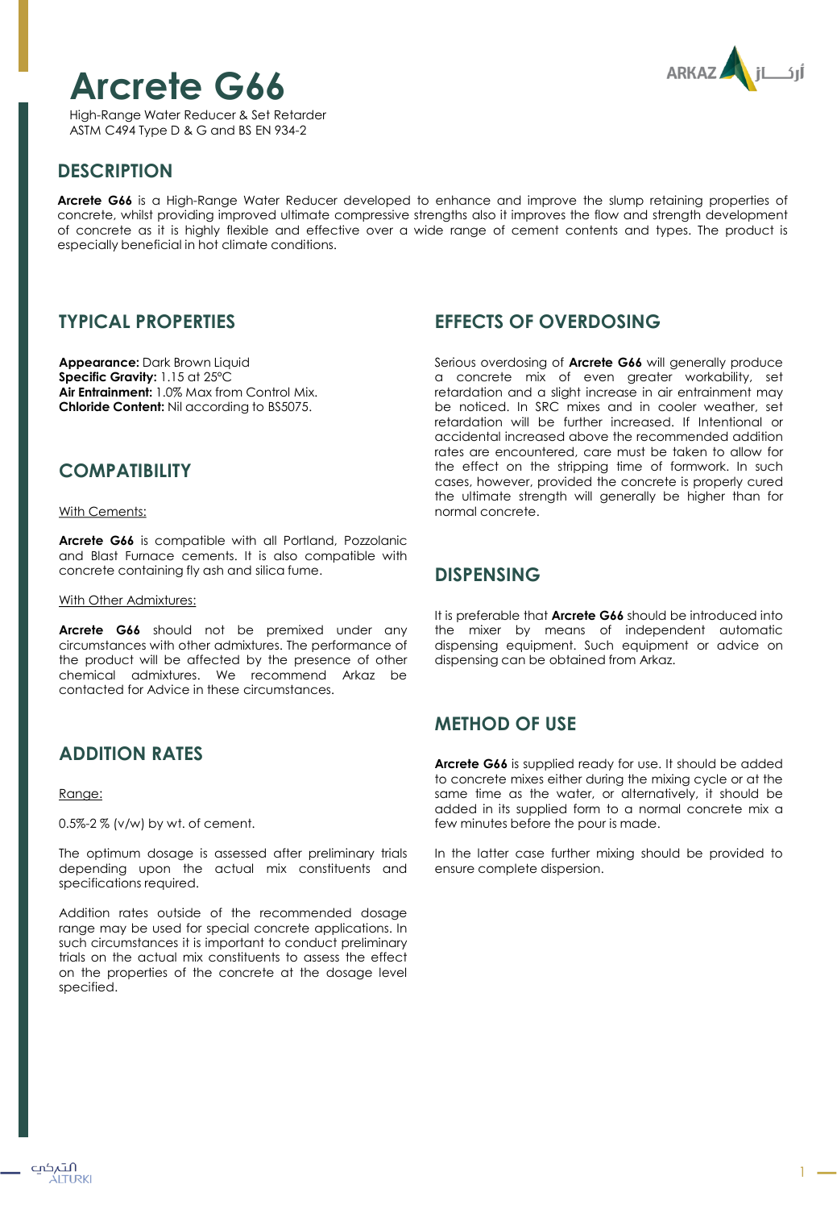# Arcrete G66

High-Range Water Reducer & Set Retarder
ASTM C494 Type D & G and BS EN 934-2

## DESCRIPTION

**Arcrete G66** is a High-Range Water Reducer developed to enhance and improve the slump retaining properties of concrete, whilst providing improved ultimate compressive strengths also it improves the flow and strength development of concrete as it is highly flexible and effective over a wide range of cement contents and types. The product is especially beneficial in hot climate conditions.

## TYPICAL PROPERTIES

**Appearance:** Dark Brown Liquid
**Specific Gravity:** 1.15 at 25°C
**Air Entrainment:** 1.0% Max from Control Mix.
**Chloride Content:** Nil according to BS5075.

## COMPATIBILITY

With Cements:

**Arcrete G66** is compatible with all Portland, Pozzolanic and Blast Furnace cements. It is also compatible with concrete containing fly ash and silica fume.

With Other Admixtures:

**Arcrete G66** should not be premixed under any circumstances with other admixtures. The performance of the product will be affected by the presence of other chemical admixtures. We recommend Arkaz be contacted for Advice in these circumstances.

## ADDITION RATES

Range:

0.5%-2 % (v/w) by wt. of cement.

The optimum dosage is assessed after preliminary trials depending upon the actual mix constituents and specifications required.

Addition rates outside of the recommended dosage range may be used for special concrete applications. In such circumstances it is important to conduct preliminary trials on the actual mix constituents to assess the effect on the properties of the concrete at the dosage level specified.

## EFFECTS OF OVERDOSING

Serious overdosing of **Arcrete G66** will generally produce a concrete mix of even greater workability, set retardation and a slight increase in air entrainment may be noticed. In SRC mixes and in cooler weather, set retardation will be further increased. If Intentional or accidental increased above the recommended addition rates are encountered, care must be taken to allow for the effect on the stripping time of formwork. In such cases, however, provided the concrete is properly cured the ultimate strength will generally be higher than for normal concrete.

## DISPENSING

It is preferable that **Arcrete G66** should be introduced into the mixer by means of independent automatic dispensing equipment. Such equipment or advice on dispensing can be obtained from Arkaz.

## METHOD OF USE

**Arcrete G66** is supplied ready for use. It should be added to concrete mixes either during the mixing cycle or at the same time as the water, or alternatively, it should be added in its supplied form to a normal concrete mix a few minutes before the pour is made.

In the latter case further mixing should be provided to ensure complete dispersion.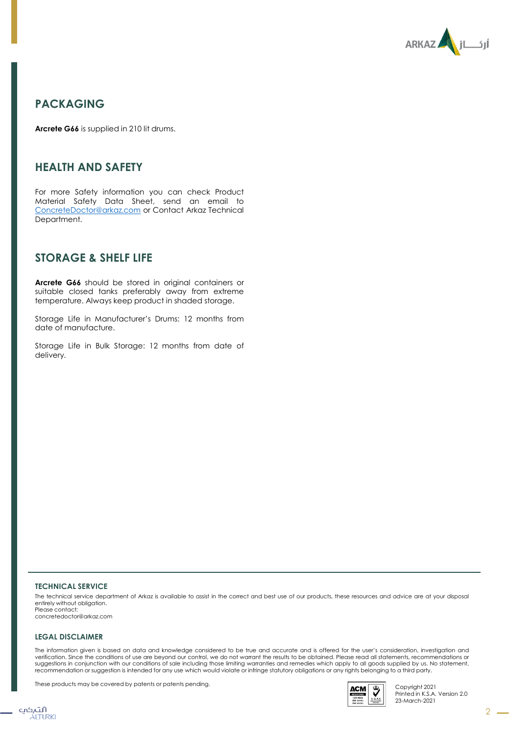## PACKAGING

**Arcrete G66** is supplied in 210 lit drums.

## HEALTH AND SAFETY

For more Safety information you can check Product Material Safety Data Sheet, send an email to ConcreteDoctor@arkaz.com or Contact Arkaz Technical Department.

## STORAGE & SHELF LIFE

**Arcrete G66** should be stored in original containers or suitable closed tanks preferably away from extreme temperature. Always keep product in shaded storage.

Storage Life in Manufacturer's Drums: 12 months from date of manufacture.

Storage Life in Bulk Storage: 12 months from date of delivery.

### TECHNICAL SERVICE

The technical service department of Arkaz is available to assist in the correct and best use of our products, these resources and advice are at your disposal entirely without obligation.
Please contact:
concretedoctor@arkaz.com

### LEGAL DISCLAIMER

The information given is based on data and knowledge considered to be true and accurate and is offered for the user's consideration, investigation and verification. Since the conditions of use are beyond our control, we do not warrant the results to be obtained. Please read all statements, recommendations or suggestions in conjunction with our conditions of sale including those limiting warranties and remedies which apply to all goods supplied by us. No statement, recommendation or suggestion is intended for any use which would violate or infringe statutory obligations or any rights belonging to a third party.

These products may be covered by patents or patents pending.

Copyright 2021
Printed in K.S.A. Version 2.0
23-March-2021